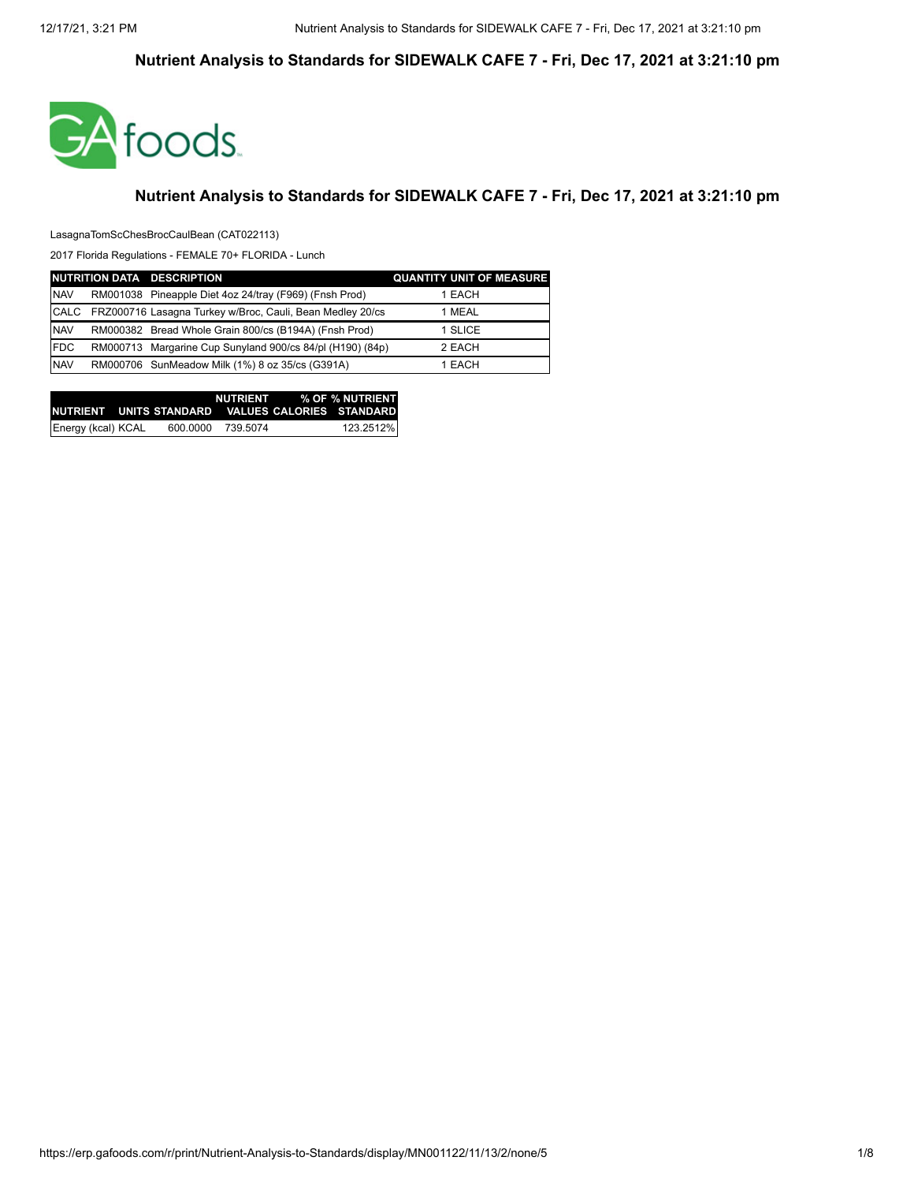# Nutrient Analysis to Standards for SIDEWALK CAFE 7 - Fri, Dec 17, 2021 at 3:21:10 pm

## Nutrient Analysis to Standards for SIDEWALK CAFE 7 - Fri, Dec 17, 2021 at 3:21:10 pm

LasagnaTomScChesBrocCaulBean (CAT022113)

2017 Florida Regulations - FEMALE 70+ FLORIDA - Lunch

| NUTRITION DATA | DESCRIPTION | QUANTITY UNIT OF MEASURE |
|---|---|---|
| NAV | RM001038 Pineapple Diet 4oz 24/tray (F969) (Fnsh Prod) | 1 EACH |
| CALC | FRZ000716 Lasagna Turkey w/Broc, Cauli, Bean Medley 20/cs | 1 MEAL |
| NAV | RM000382 Bread Whole Grain 800/cs (B194A) (Fnsh Prod) | 1 SLICE |
| FDC | RM000713 Margarine Cup Sunyland 900/cs 84/pl (H190) (84p) | 2 EACH |
| NAV | RM000706 SunMeadow Milk (1%) 8 oz 35/cs (G391A) | 1 EACH |

| NUTRIENT | UNITS | STANDARD | NUTRIENT VALUES | % OF CALORIES | % NUTRIENT STANDARD |
|---|---|---|---|---|---|
| Energy (kcal) | KCAL | 600.0000 | 739.5074 | | 123.2512% |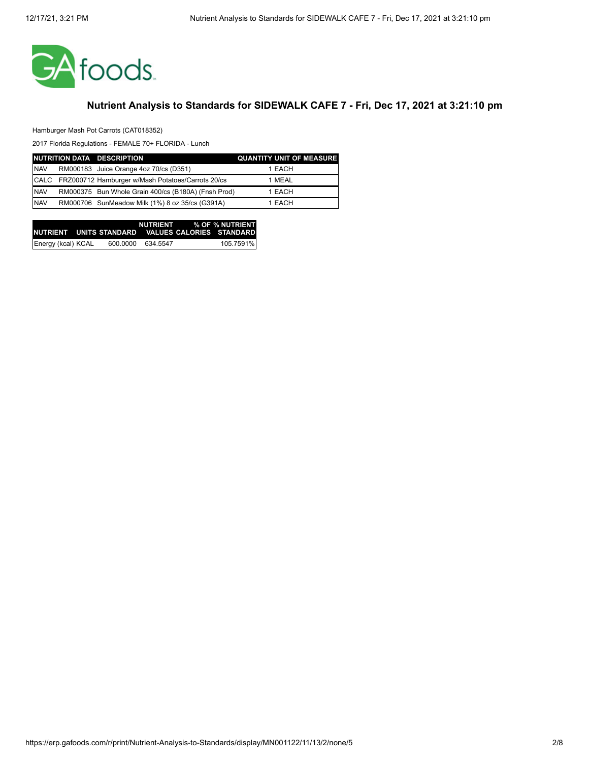## Nutrient Analysis to Standards for SIDEWALK CAFE 7 - Fri, Dec 17, 2021 at 3:21:10 pm

Hamburger Mash Pot Carrots (CAT018352)

2017 Florida Regulations - FEMALE 70+ FLORIDA - Lunch

| NUTRITION DATA | DESCRIPTION | QUANTITY UNIT OF MEASURE |
|---|---|---|
| NAV | RM000183 Juice Orange 4oz 70/cs (D351) | 1 EACH |
| CALC | FRZ000712 Hamburger w/Mash Potatoes/Carrots 20/cs | 1 MEAL |
| NAV | RM000375 Bun Whole Grain 400/cs (B180A) (Fnsh Prod) | 1 EACH |
| NAV | RM000706 SunMeadow Milk (1%) 8 oz 35/cs (G391A) | 1 EACH |

| NUTRIENT | UNITS | STANDARD | NUTRIENT VALUES | % OF CALORIES | % NUTRIENT STANDARD |
|---|---|---|---|---|---|
| Energy (kcal) | KCAL | 600.0000 | 634.5547 | | 105.7591% |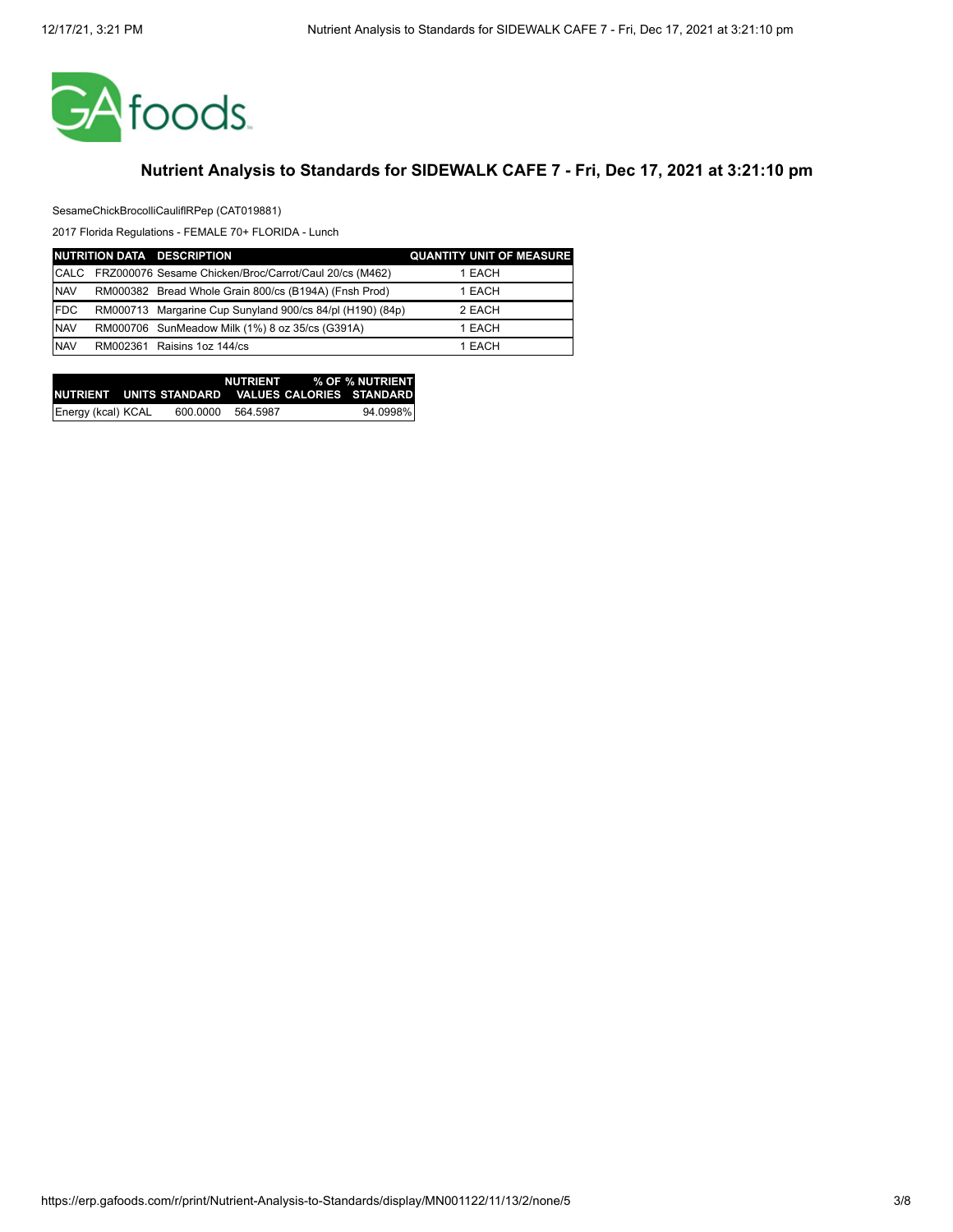GA foods

## Nutrient Analysis to Standards for SIDEWALK CAFE 7 - Fri, Dec 17, 2021 at 3:21:10 pm

SesameChickBrocolliCauliflRPep (CAT019881)

2017 Florida Regulations - FEMALE 70+ FLORIDA - Lunch

| NUTRITION DATA | DESCRIPTION | QUANTITY | UNIT OF MEASURE |
|---|---|---|---|
| CALC | FRZ000076 Sesame Chicken/Broc/Carrot/Caul 20/cs (M462) | 1 | EACH |
| NAV | RM000382 Bread Whole Grain 800/cs (B194A) (Fnsh Prod) | 1 | EACH |
| FDC | RM000713 Margarine Cup Sunyland 900/cs 84/pl (H190) (84p) | 2 | EACH |
| NAV | RM000706 SunMeadow Milk (1%) 8 oz 35/cs (G391A) | 1 | EACH |
| NAV | RM002361 Raisins 1oz 144/cs | 1 | EACH |

| NUTRIENT | UNITS | STANDARD | NUTRIENT VALUES | % OF CALORIES | % NUTRIENT STANDARD |
|---|---|---|---|---|---|
| Energy (kcal) | KCAL | 600.0000 | 564.5987 | | 94.0998% |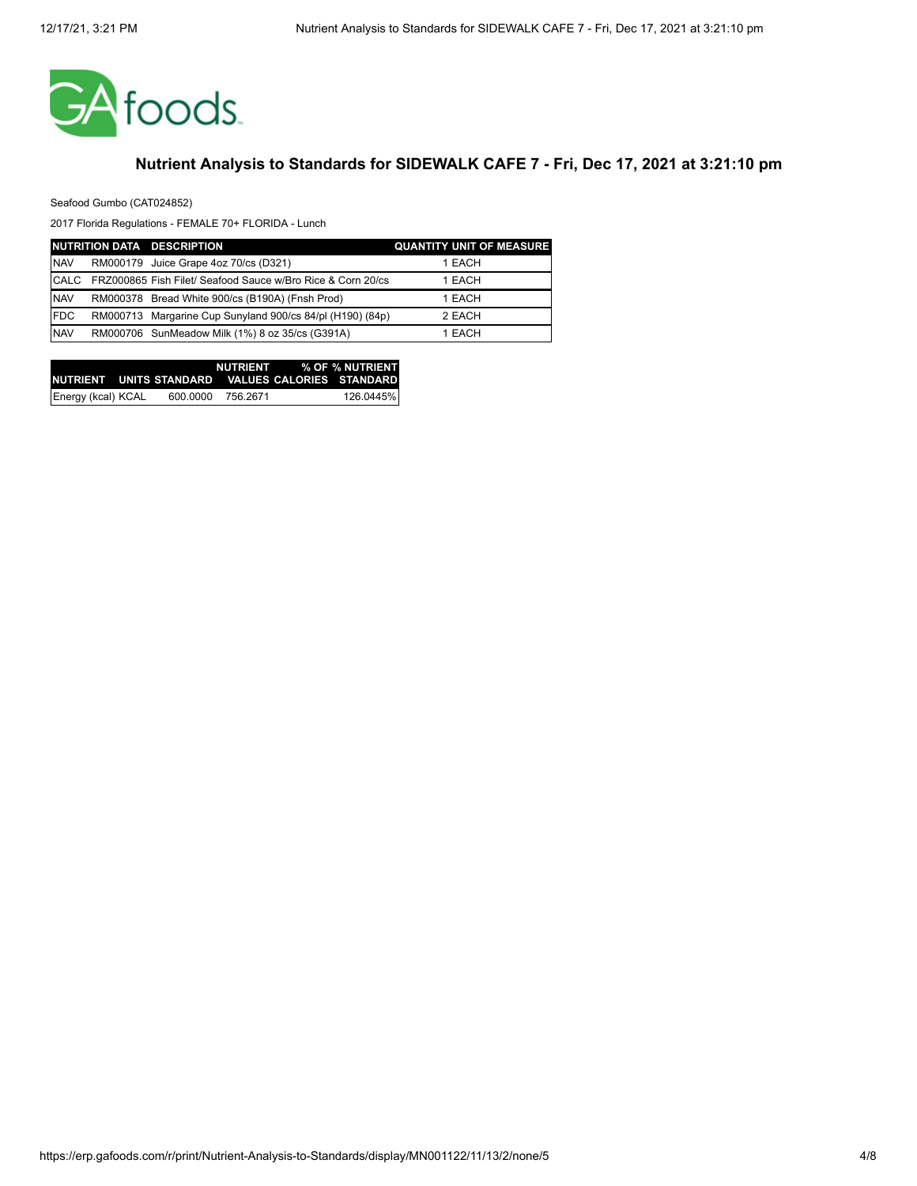## Nutrient Analysis to Standards for SIDEWALK CAFE 7 - Fri, Dec 17, 2021 at 3:21:10 pm

Seafood Gumbo (CAT024852)

2017 Florida Regulations - FEMALE 70+ FLORIDA - Lunch

| NUTRITION DATA | DESCRIPTION | QUANTITY UNIT OF MEASURE |
|---|---|---|
| NAV | RM000179 Juice Grape 4oz 70/cs (D321) | 1 EACH |
| CALC | FRZ000865 Fish Filet/ Seafood Sauce w/Bro Rice & Corn 20/cs | 1 EACH |
| NAV | RM000378 Bread White 900/cs (B190A) (Fnsh Prod) | 1 EACH |
| FDC | RM000713 Margarine Cup Sunyland 900/cs 84/pl (H190) (84p) | 2 EACH |
| NAV | RM000706 SunMeadow Milk (1%) 8 oz 35/cs (G391A) | 1 EACH |

| NUTRIENT | UNITS | STANDARD | NUTRIENT VALUES | % OF CALORIES | % NUTRIENT STANDARD |
|---|---|---|---|---|---|
| Energy (kcal) | KCAL | 600.0000 | 756.2671 | | 126.0445% |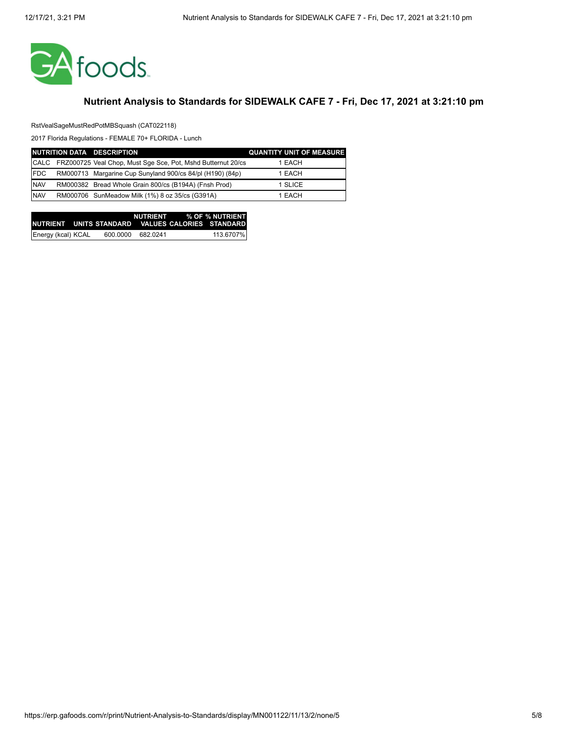GAfoods

## Nutrient Analysis to Standards for SIDEWALK CAFE 7 - Fri, Dec 17, 2021 at 3:21:10 pm

RstVealSageMustRedPotMBSquash (CAT022118)

2017 Florida Regulations - FEMALE 70+ FLORIDA - Lunch

| NUTRITION DATA | DESCRIPTION | QUANTITY | UNIT OF MEASURE |
|---|---|---|---|
| CALC | FRZ000725 Veal Chop, Must Sge Sce, Pot, Mshd Butternut 20/cs | 1 | EACH |
| FDC | RM000713 Margarine Cup Sunyland 900/cs 84/pl (H190) (84p) | 1 | EACH |
| NAV | RM000382 Bread Whole Grain 800/cs (B194A) (Fnsh Prod) | 1 | SLICE |
| NAV | RM000706 SunMeadow Milk (1%) 8 oz 35/cs (G391A) | 1 | EACH |

| NUTRIENT | UNITS | STANDARD | NUTRIENT VALUES | % OF CALORIES | % NUTRIENT STANDARD |
|---|---|---|---|---|---|
| Energy (kcal) | KCAL | 600.0000 | 682.0241 | | 113.6707% |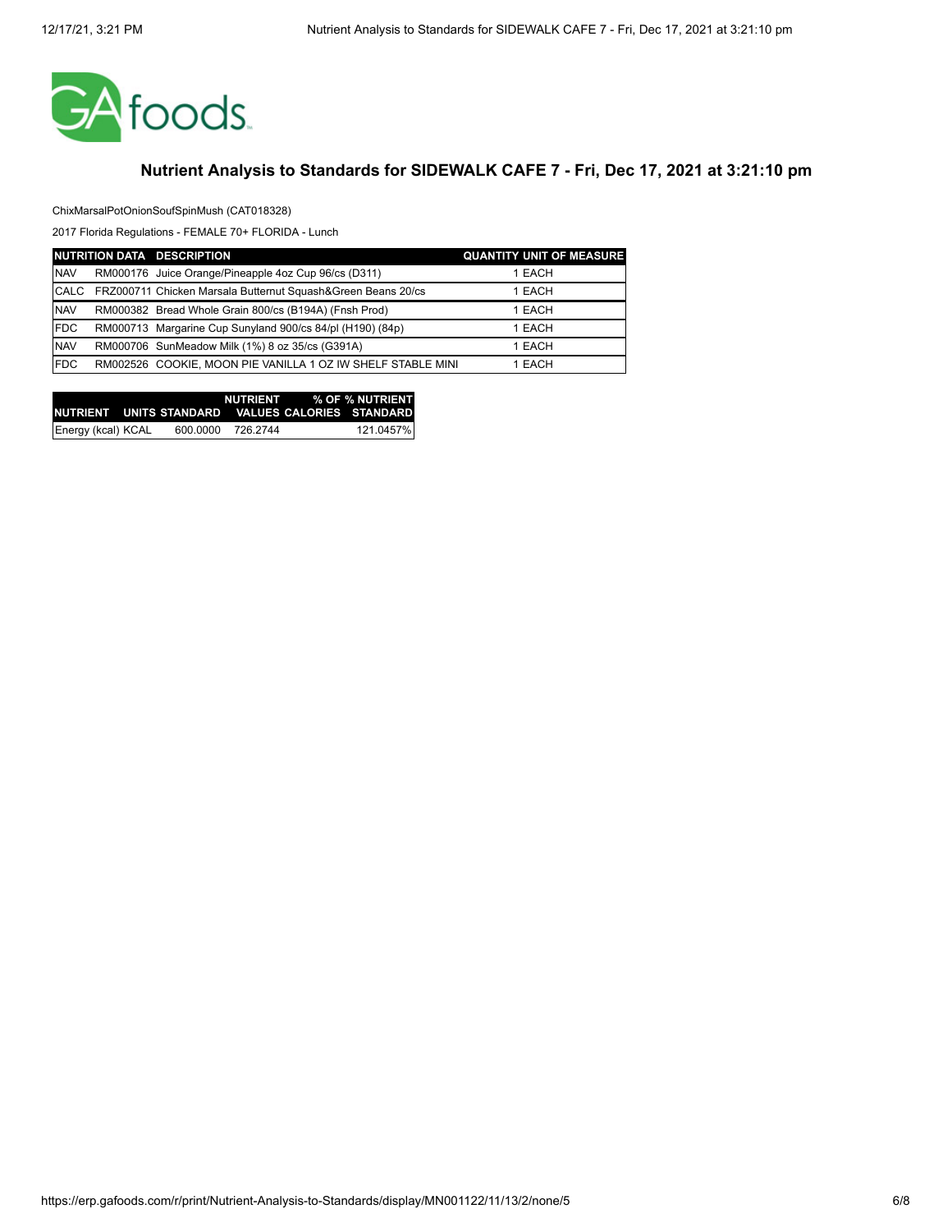## Nutrient Analysis to Standards for SIDEWALK CAFE 7 - Fri, Dec 17, 2021 at 3:21:10 pm

ChixMarsalPotOnionSoufSpinMush (CAT018328)

2017 Florida Regulations - FEMALE 70+ FLORIDA - Lunch

| NUTRITION DATA | DESCRIPTION | QUANTITY | UNIT OF MEASURE |
|---|---|---|---|
| NAV | RM000176 Juice Orange/Pineapple 4oz Cup 96/cs (D311) | 1 | EACH |
| CALC | FRZ000711 Chicken Marsala Butternut Squash&Green Beans 20/cs | 1 | EACH |
| NAV | RM000382 Bread Whole Grain 800/cs (B194A) (Fnsh Prod) | 1 | EACH |
| FDC | RM000713 Margarine Cup Sunyland 900/cs 84/pl (H190) (84p) | 1 | EACH |
| NAV | RM000706 SunMeadow Milk (1%) 8 oz 35/cs (G391A) | 1 | EACH |
| FDC | RM002526 COOKIE, MOON PIE VANILLA 1 OZ IW SHELF STABLE MINI | 1 | EACH |

| NUTRIENT | UNITS | STANDARD | NUTRIENT VALUES | % OF CALORIES | % NUTRIENT STANDARD |
|---|---|---|---|---|---|
| Energy (kcal) | KCAL | 600.0000 | 726.2744 | | 121.0457% |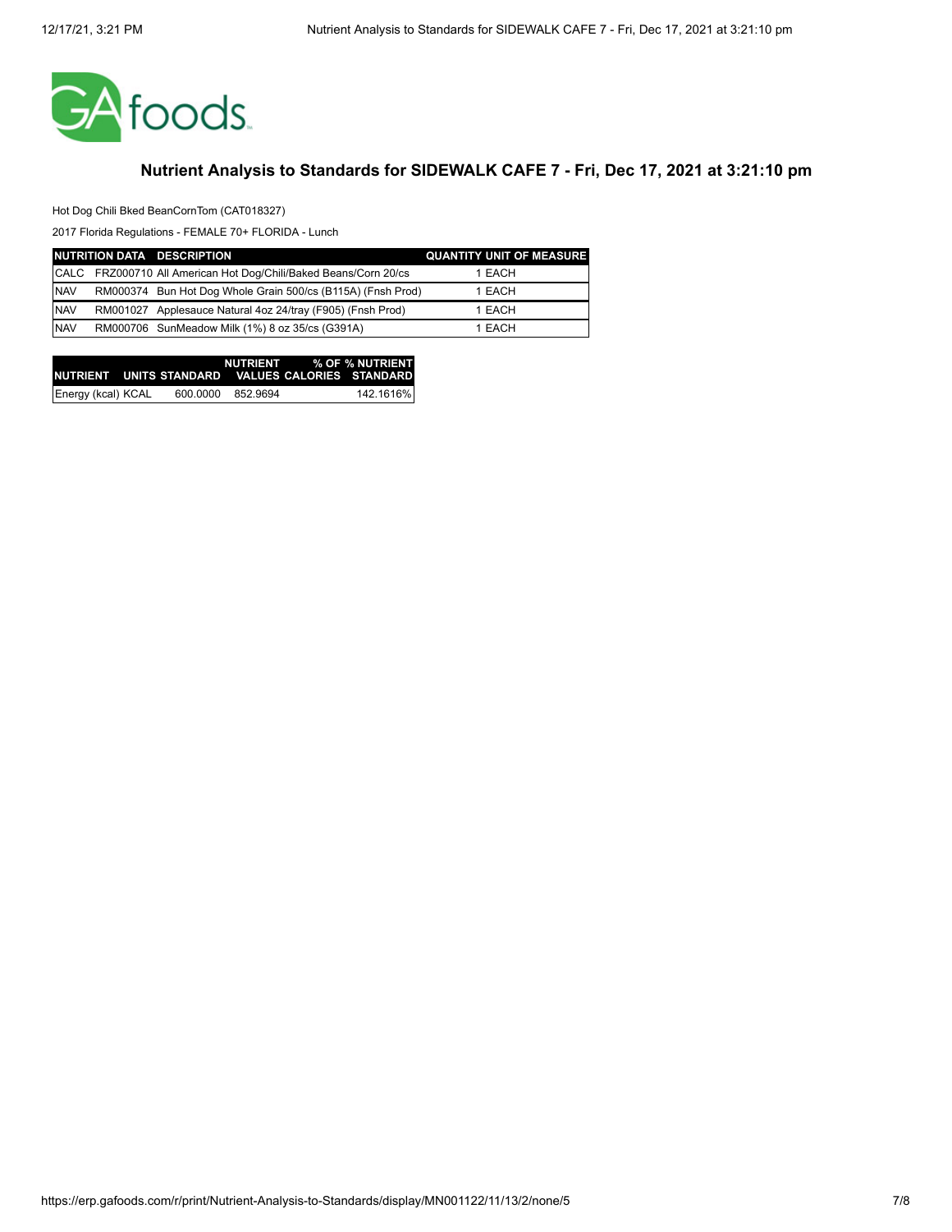## Nutrient Analysis to Standards for SIDEWALK CAFE 7 - Fri, Dec 17, 2021 at 3:21:10 pm

Hot Dog Chili Bked BeanCornTom (CAT018327)

2017 Florida Regulations - FEMALE 70+ FLORIDA - Lunch

| NUTRITION DATA | DESCRIPTION | QUANTITY | UNIT OF MEASURE |
|---|---|---|---|
| CALC | FRZ000710 All American Hot Dog/Chili/Baked Beans/Corn 20/cs | 1 | EACH |
| NAV | RM000374 Bun Hot Dog Whole Grain 500/cs (B115A) (Fnsh Prod) | 1 | EACH |
| NAV | RM001027 Applesauce Natural 4oz 24/tray (F905) (Fnsh Prod) | 1 | EACH |
| NAV | RM000706 SunMeadow Milk (1%) 8 oz 35/cs (G391A) | 1 | EACH |

| NUTRIENT | UNITS | STANDARD | NUTRIENT VALUES | % OF CALORIES | % NUTRIENT STANDARD |
|---|---|---|---|---|---|
| Energy (kcal) | KCAL | 600.0000 | 852.9694 | | 142.1616% |